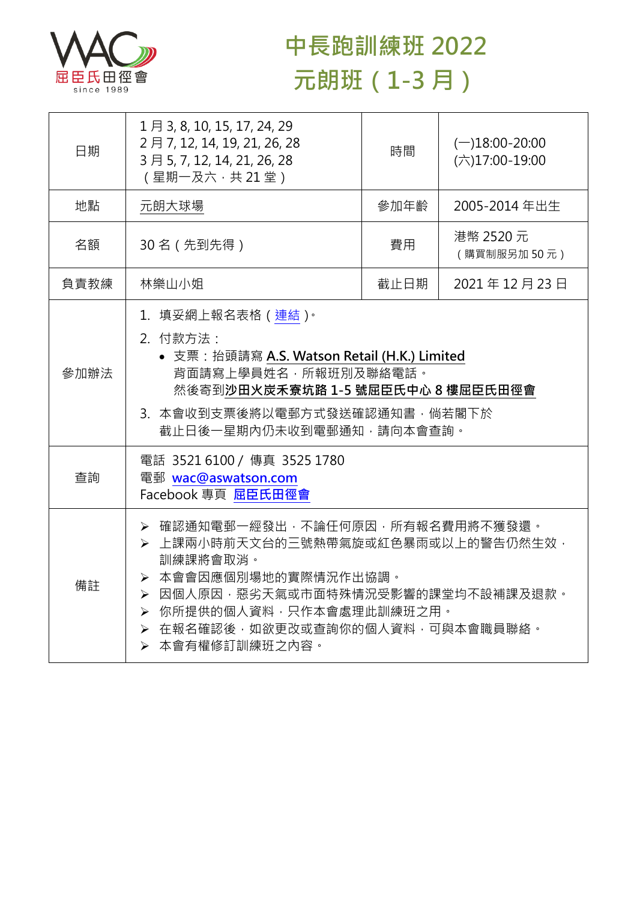屈臣氏田徑會
since 1989

# 中長跑訓練班 2022
# 元朗班（1-3 月）

| 日期 | 1 月 3, 8, 10, 15, 17, 24, 29<br>2 月 7, 12, 14, 19, 21, 26, 28<br>3 月 5, 7, 12, 14, 21, 26, 28<br>（星期一及六，共 21 堂） | 時間 | (一)18:00-20:00<br>(六)17:00-19:00 |
|---|---|---|---|
| 地點 | 元朗大球場 | 參加年齡 | 2005-2014 年出生 |
| 名額 | 30 名（先到先得） | 費用 | 港幣 2520 元<br>（購買制服另加 50 元） |
| 負責教練 | 林樂山小姐 | 截止日期 | 2021 年 12 月 23 日 |
| 參加辦法 | 1. 填妥網上報名表格（連結）。<br>2. 付款方法：<br>• 支票：抬頭請寫 **A.S. Watson Retail (H.K.) Limited**<br>背面請寫上學員姓名，所報班別及聯絡電話。<br>然後寄到**沙田火炭禾寮坑路 1-5 號屈臣氏中心 8 樓屈臣氏田徑會**<br>3. 本會收到支票後將以電郵方式發送確認通知書，倘若閣下於截止日後一星期內仍未收到電郵通知，請向本會查詢。 | | |
| 查詢 | 電話 3521 6100 / 傳真 3525 1780<br>電郵 wac@aswatson.com<br>Facebook 專頁 屈臣氏田徑會 | | |
| 備註 | ➢ 確認通知電郵一經發出，不論任何原因，所有報名費用將不獲發還。<br>➢ 上課兩小時前天文台的三號熱帶氣旋或紅色暴雨或以上的警告仍然生效，訓練課將會取消。<br>➢ 本會會因應個別場地的實際情況作出協調。<br>➢ 因個人原因，惡劣天氣或市面特殊情況受影響的課堂均不設補課及退款。<br>➢ 你所提供的個人資料，只作本會處理此訓練班之用。<br>➢ 在報名確認後，如欲更改或查詢你的個人資料，可與本會職員聯絡。<br>➢ 本會有權修訂訓練班之內容。 | | |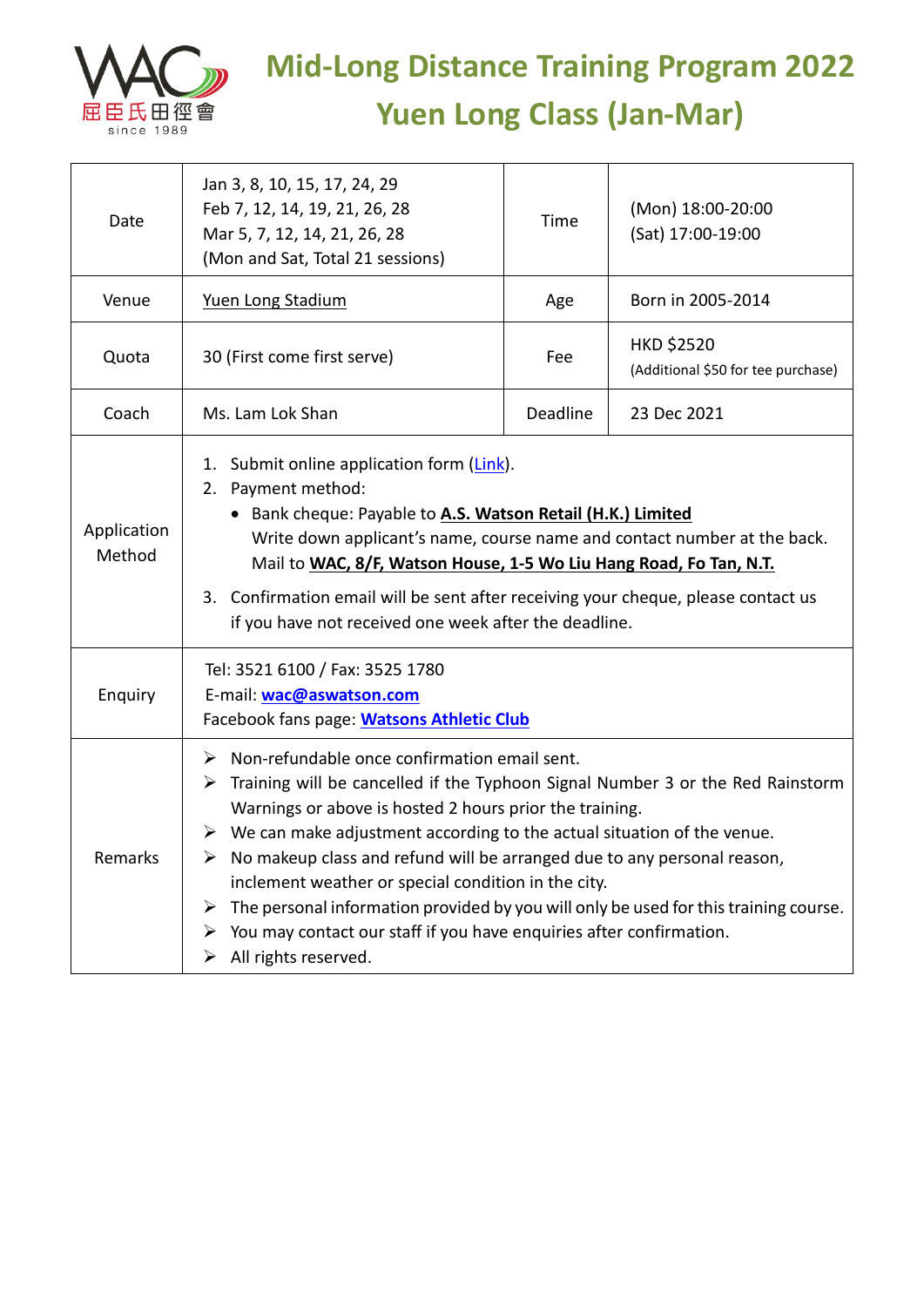# Mid-Long Distance Training Program 2022

## Yuen Long Class (Jan-Mar)

| | | | |
|---|---|---|---|
| Date | Jan 3, 8, 10, 15, 17, 24, 29<br>Feb 7, 12, 14, 19, 21, 26, 28<br>Mar 5, 7, 12, 14, 21, 26, 28<br>(Mon and Sat, Total 21 sessions) | Time | (Mon) 18:00-20:00<br>(Sat) 17:00-19:00 |
| Venue | Yuen Long Stadium | Age | Born in 2005-2014 |
| Quota | 30 (First come first serve) | Fee | HKD $2520<br>(Additional $50 for tee purchase) |
| Coach | Ms. Lam Lok Shan | Deadline | 23 Dec 2021 |
| Application Method | 1. Submit online application form (Link).<br>2. Payment method:<br>• Bank cheque: Payable to **A.S. Watson Retail (H.K.) Limited**<br>Write down applicant's name, course name and contact number at the back.<br>Mail to **WAC, 8/F, Watson House, 1-5 Wo Liu Hang Road, Fo Tan, N.T.**<br>3. Confirmation email will be sent after receiving your cheque, please contact us if you have not received one week after the deadline. | | |
| Enquiry | Tel: 3521 6100 / Fax: 3525 1780<br>E-mail: **wac@aswatson.com**<br>Facebook fans page: **Watsons Athletic Club** | | |
| Remarks | ➢ Non-refundable once confirmation email sent.<br>➢ Training will be cancelled if the Typhoon Signal Number 3 or the Red Rainstorm Warnings or above is hosted 2 hours prior the training.<br>➢ We can make adjustment according to the actual situation of the venue.<br>➢ No makeup class and refund will be arranged due to any personal reason, inclement weather or special condition in the city.<br>➢ The personal information provided by you will only be used for this training course.<br>➢ You may contact our staff if you have enquiries after confirmation.<br>➢ All rights reserved. | | |